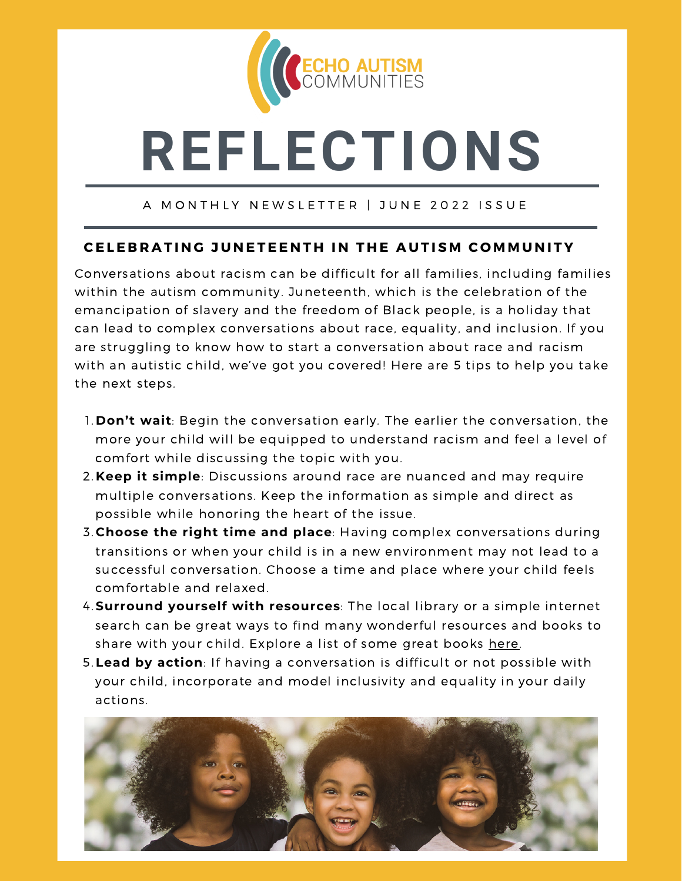ECHO AUTISM COMMUNITIES

# REFLECTIONS

A MONTHLY NEWSLETTER | JUNE 2022 ISSUE

## CELEBRATING JUNETEENTH IN THE AUTISM COMMUNITY

Conversations about racism can be difficult for all families, including families within the autism community. Juneteenth, which is the celebration of the emancipation of slavery and the freedom of Black people, is a holiday that can lead to complex conversations about race, equality, and inclusion. If you are struggling to know how to start a conversation about race and racism with an autistic child, we've got you covered! Here are 5 tips to help you take the next steps.

1. **Don't wait**: Begin the conversation early. The earlier the conversation, the more your child will be equipped to understand racism and feel a level of comfort while discussing the topic with you.
2. **Keep it simple**: Discussions around race are nuanced and may require multiple conversations. Keep the information as simple and direct as possible while honoring the heart of the issue.
3. **Choose the right time and place**: Having complex conversations during transitions or when your child is in a new environment may not lead to a successful conversation. Choose a time and place where your child feels comfortable and relaxed.
4. **Surround yourself with resources**: The local library or a simple internet search can be great ways to find many wonderful resources and books to share with your child. Explore a list of some great books here.
5. **Lead by action**: If having a conversation is difficult or not possible with your child, incorporate and model inclusivity and equality in your daily actions.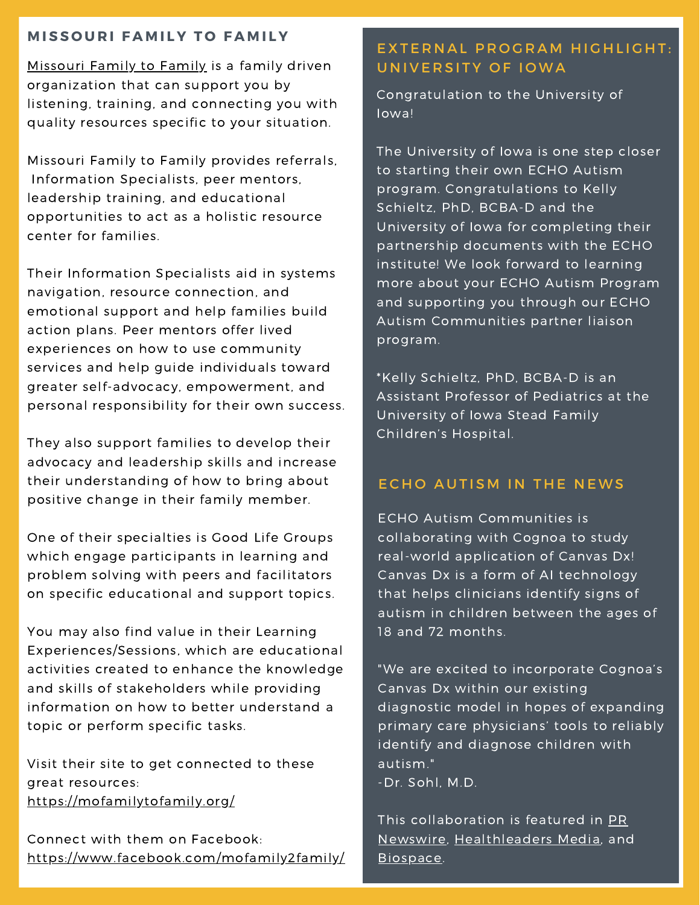## MISSOURI FAMILY TO FAMILY

Missouri Family to Family is a family driven organization that can support you by listening, training, and connecting you with quality resources specific to your situation.

Missouri Family to Family provides referrals, Information Specialists, peer mentors, leadership training, and educational opportunities to act as a holistic resource center for families.

Their Information Specialists aid in systems navigation, resource connection, and emotional support and help families build action plans. Peer mentors offer lived experiences on how to use community services and help guide individuals toward greater self-advocacy, empowerment, and personal responsibility for their own success.

They also support families to develop their advocacy and leadership skills and increase their understanding of how to bring about positive change in their family member.

One of their specialties is Good Life Groups which engage participants in learning and problem solving with peers and facilitators on specific educational and support topics.

You may also find value in their Learning Experiences/Sessions, which are educational activities created to enhance the knowledge and skills of stakeholders while providing information on how to better understand a topic or perform specific tasks.

Visit their site to get connected to these great resources: https://mofamilytofamily.org/

Connect with them on Facebook: https://www.facebook.com/mofamily2family/

## EXTERNAL PROGRAM HIGHLIGHT: UNIVERSITY OF IOWA

Congratulation to the University of Iowa!

The University of Iowa is one step closer to starting their own ECHO Autism program. Congratulations to Kelly Schieltz, PhD, BCBA-D and the University of Iowa for completing their partnership documents with the ECHO institute! We look forward to learning more about your ECHO Autism Program and supporting you through our ECHO Autism Communities partner liaison program.

*Kelly Schieltz, PhD, BCBA-D is an Assistant Professor of Pediatrics at the University of Iowa Stead Family Children's Hospital.

## ECHO AUTISM IN THE NEWS

ECHO Autism Communities is collaborating with Cognoa to study real-world application of Canvas Dx! Canvas Dx is a form of AI technology that helps clinicians identify signs of autism in children between the ages of 18 and 72 months.

"We are excited to incorporate Cognoa's Canvas Dx within our existing diagnostic model in hopes of expanding primary care physicians' tools to reliably identify and diagnose children with autism."
-Dr. Sohl, M.D.

This collaboration is featured in PR Newswire, Healthleaders Media, and Biospace.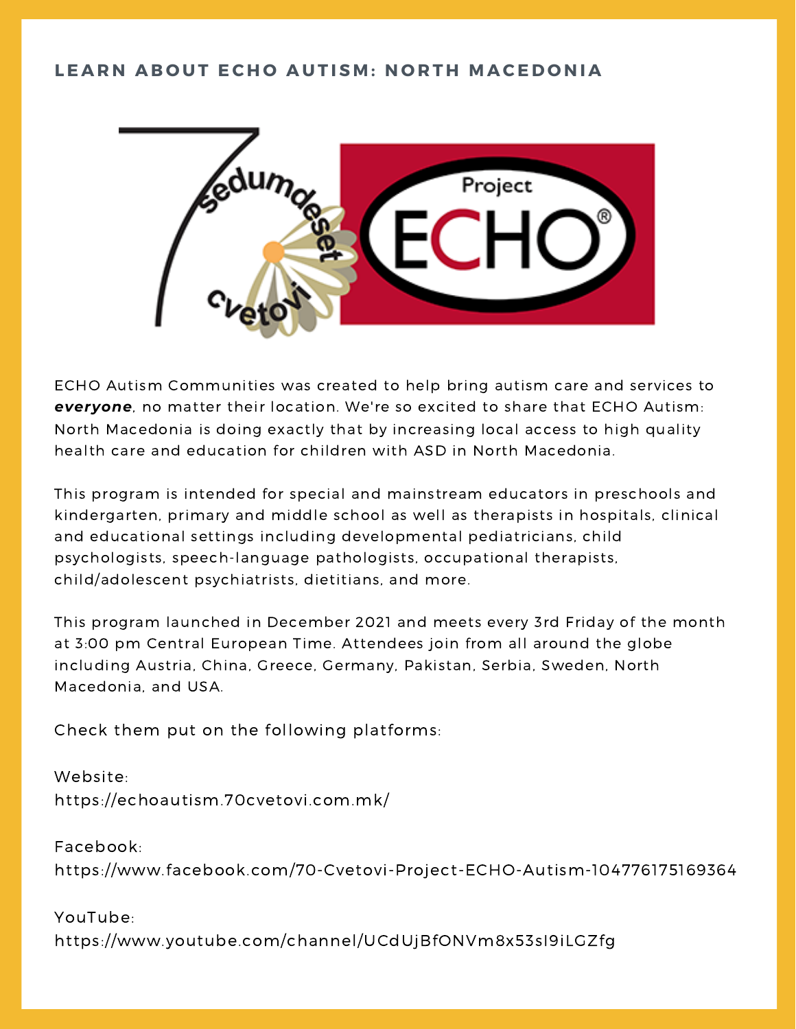## LEARN ABOUT ECHO AUTISM: NORTH MACEDONIA

ECHO Autism Communities was created to help bring autism care and services to ***everyone***, no matter their location. We're so excited to share that ECHO Autism: North Macedonia is doing exactly that by increasing local access to high quality health care and education for children with ASD in North Macedonia.

This program is intended for special and mainstream educators in preschools and kindergarten, primary and middle school as well as therapists in hospitals, clinical and educational settings including developmental pediatricians, child psychologists, speech-language pathologists, occupational therapists, child/adolescent psychiatrists, dietitians, and more.

This program launched in December 2021 and meets every 3rd Friday of the month at 3:00 pm Central European Time. Attendees join from all around the globe including Austria, China, Greece, Germany, Pakistan, Serbia, Sweden, North Macedonia, and USA.

Check them put on the following platforms:

Website:
https://echoautism.70cvetovi.com.mk/

Facebook:
https://www.facebook.com/70-Cvetovi-Project-ECHO-Autism-104776175169364

YouTube:
https://www.youtube.com/channel/UCdUjBfONVm8x53sl9iLGZfg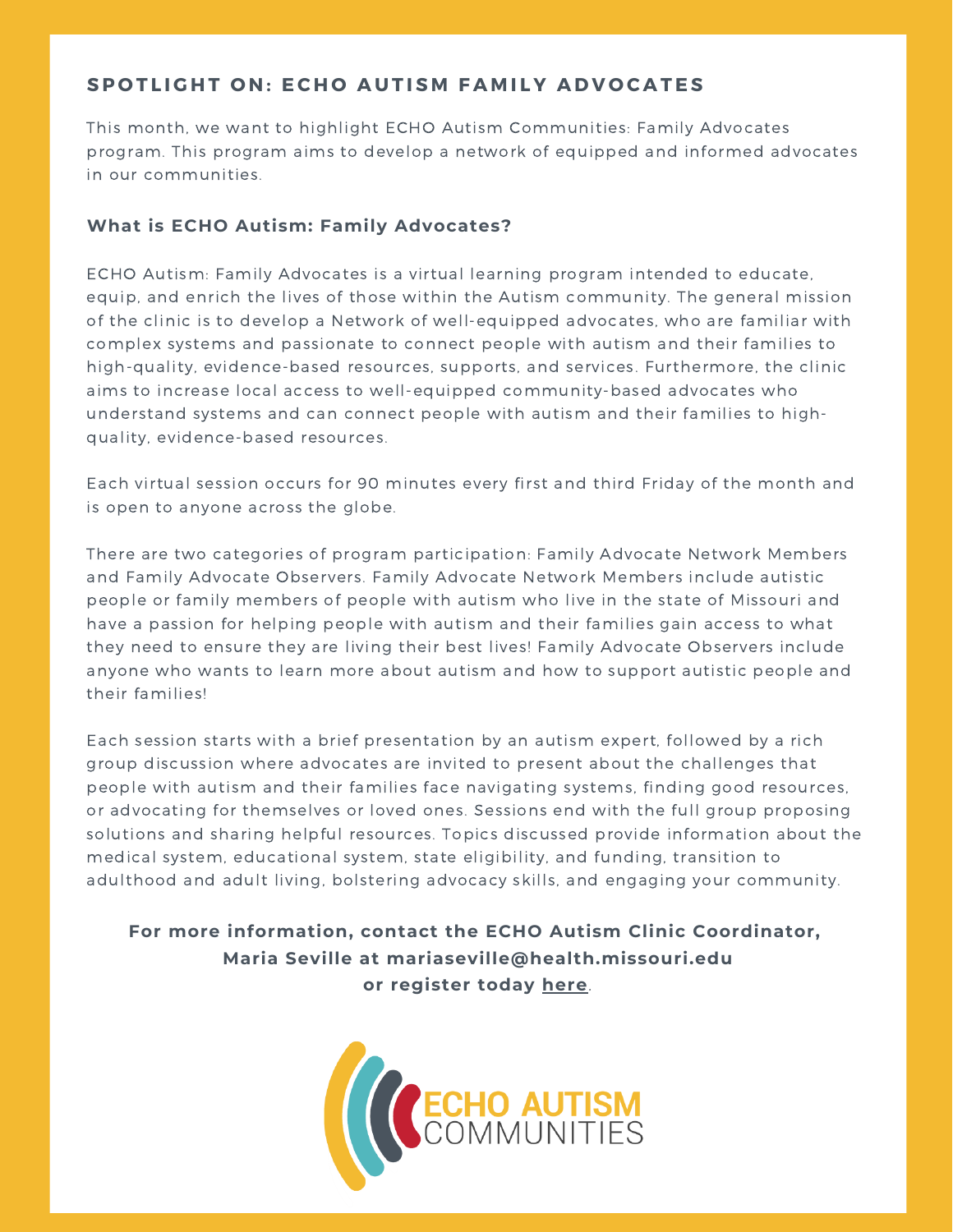## SPOTLIGHT ON: ECHO AUTISM FAMILY ADVOCATES

This month, we want to highlight ECHO Autism Communities: Family Advocates program. This program aims to develop a network of equipped and informed advocates in our communities.

### What is ECHO Autism: Family Advocates?

ECHO Autism: Family Advocates is a virtual learning program intended to educate, equip, and enrich the lives of those within the Autism community. The general mission of the clinic is to develop a Network of well-equipped advocates, who are familiar with complex systems and passionate to connect people with autism and their families to high-quality, evidence-based resources, supports, and services. Furthermore, the clinic aims to increase local access to well-equipped community-based advocates who understand systems and can connect people with autism and their families to high-quality, evidence-based resources.

Each virtual session occurs for 90 minutes every first and third Friday of the month and is open to anyone across the globe.

There are two categories of program participation: Family Advocate Network Members and Family Advocate Observers. Family Advocate Network Members include autistic people or family members of people with autism who live in the state of Missouri and have a passion for helping people with autism and their families gain access to what they need to ensure they are living their best lives! Family Advocate Observers include anyone who wants to learn more about autism and how to support autistic people and their families!

Each session starts with a brief presentation by an autism expert, followed by a rich group discussion where advocates are invited to present about the challenges that people with autism and their families face navigating systems, finding good resources, or advocating for themselves or loved ones. Sessions end with the full group proposing solutions and sharing helpful resources. Topics discussed provide information about the medical system, educational system, state eligibility, and funding, transition to adulthood and adult living, bolstering advocacy skills, and engaging your community.

**For more information, contact the ECHO Autism Clinic Coordinator, Maria Seville at mariaseville@health.missouri.edu or register today here.**

ECHO AUTISM COMMUNITIES